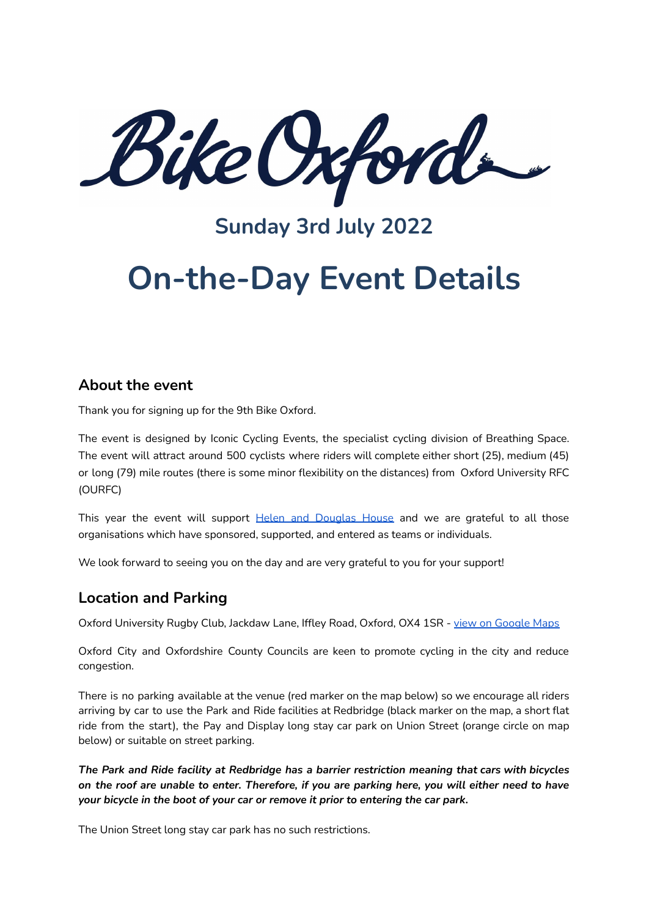# Bike Oxford

## Sunday 3rd July 2022

# On-the-Day Event Details

## About the event

Thank you for signing up for the 9th Bike Oxford.

The event is designed by Iconic Cycling Events, the specialist cycling division of Breathing Space. The event will attract around 500 cyclists where riders will complete either short (25), medium (45) or long (79) mile routes (there is some minor flexibility on the distances) from Oxford University RFC (OURFC)

This year the event will support [Helen and Douglas House]() and we are grateful to all those organisations which have sponsored, supported, and entered as teams or individuals.

We look forward to seeing you on the day and are very grateful to you for your support!

## Location and Parking

Oxford University Rugby Club, Jackdaw Lane, Iffley Road, Oxford, OX4 1SR - [view on Google Maps]()

Oxford City and Oxfordshire County Councils are keen to promote cycling in the city and reduce congestion.

There is no parking available at the venue (red marker on the map below) so we encourage all riders arriving by car to use the Park and Ride facilities at Redbridge (black marker on the map, a short flat ride from the start), the Pay and Display long stay car park on Union Street (orange circle on map below) or suitable on street parking.

***The Park and Ride facility at Redbridge has a barrier restriction meaning that cars with bicycles on the roof are unable to enter. Therefore, if you are parking here, you will either need to have your bicycle in the boot of your car or remove it prior to entering the car park.***

The Union Street long stay car park has no such restrictions.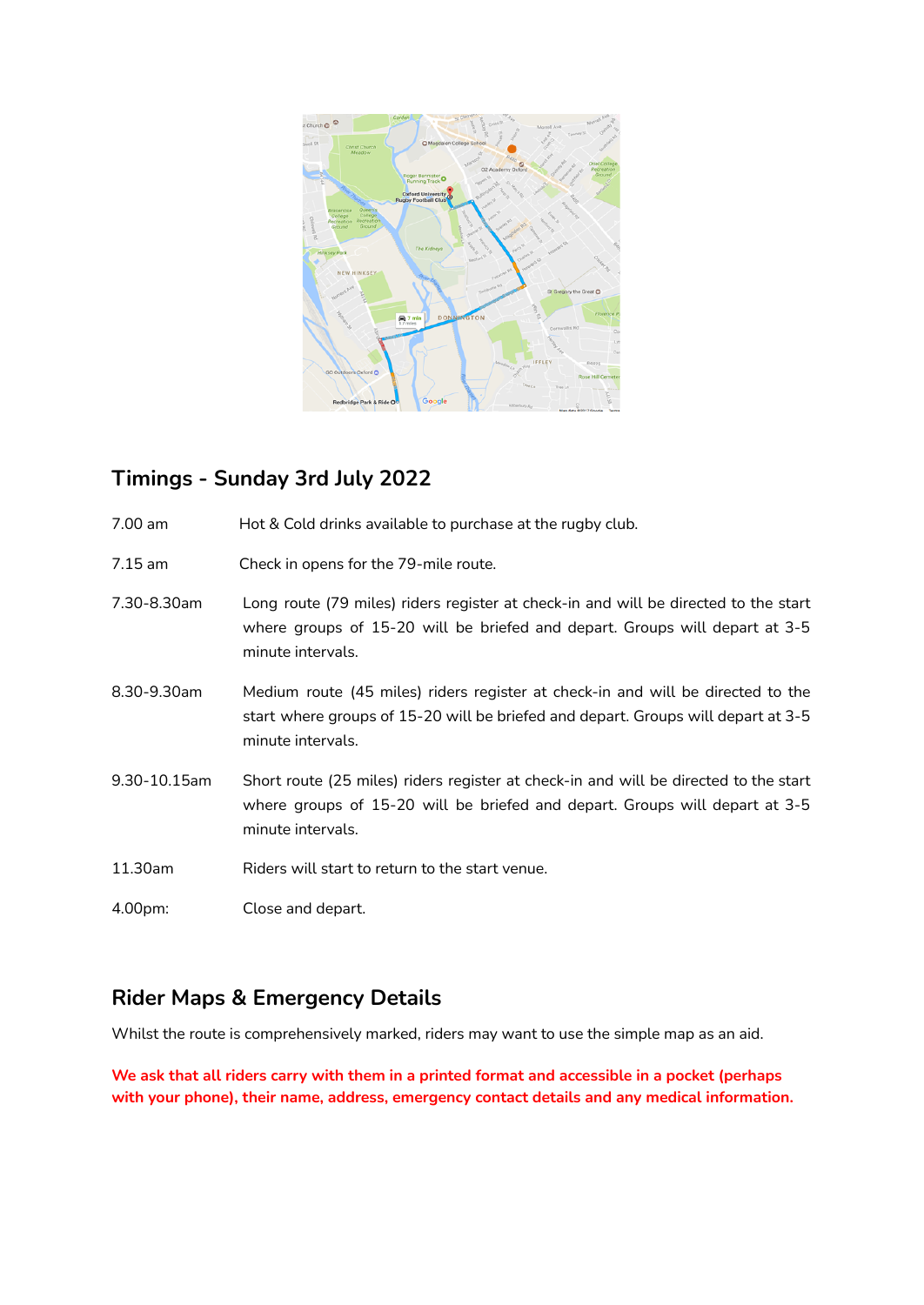## Timings - Sunday 3rd July 2022

| | |
|---|---|
| 7.00 am | Hot & Cold drinks available to purchase at the rugby club. |
| 7.15 am | Check in opens for the 79-mile route. |
| 7.30-8.30am | Long route (79 miles) riders register at check-in and will be directed to the start where groups of 15-20 will be briefed and depart. Groups will depart at 3-5 minute intervals. |
| 8.30-9.30am | Medium route (45 miles) riders register at check-in and will be directed to the start where groups of 15-20 will be briefed and depart. Groups will depart at 3-5 minute intervals. |
| 9.30-10.15am | Short route (25 miles) riders register at check-in and will be directed to the start where groups of 15-20 will be briefed and depart. Groups will depart at 3-5 minute intervals. |
| 11.30am | Riders will start to return to the start venue. |
| 4.00pm: | Close and depart. |

## Rider Maps & Emergency Details

Whilst the route is comprehensively marked, riders may want to use the simple map as an aid.

**We ask that all riders carry with them in a printed format and accessible in a pocket (perhaps with your phone), their name, address, emergency contact details and any medical information.**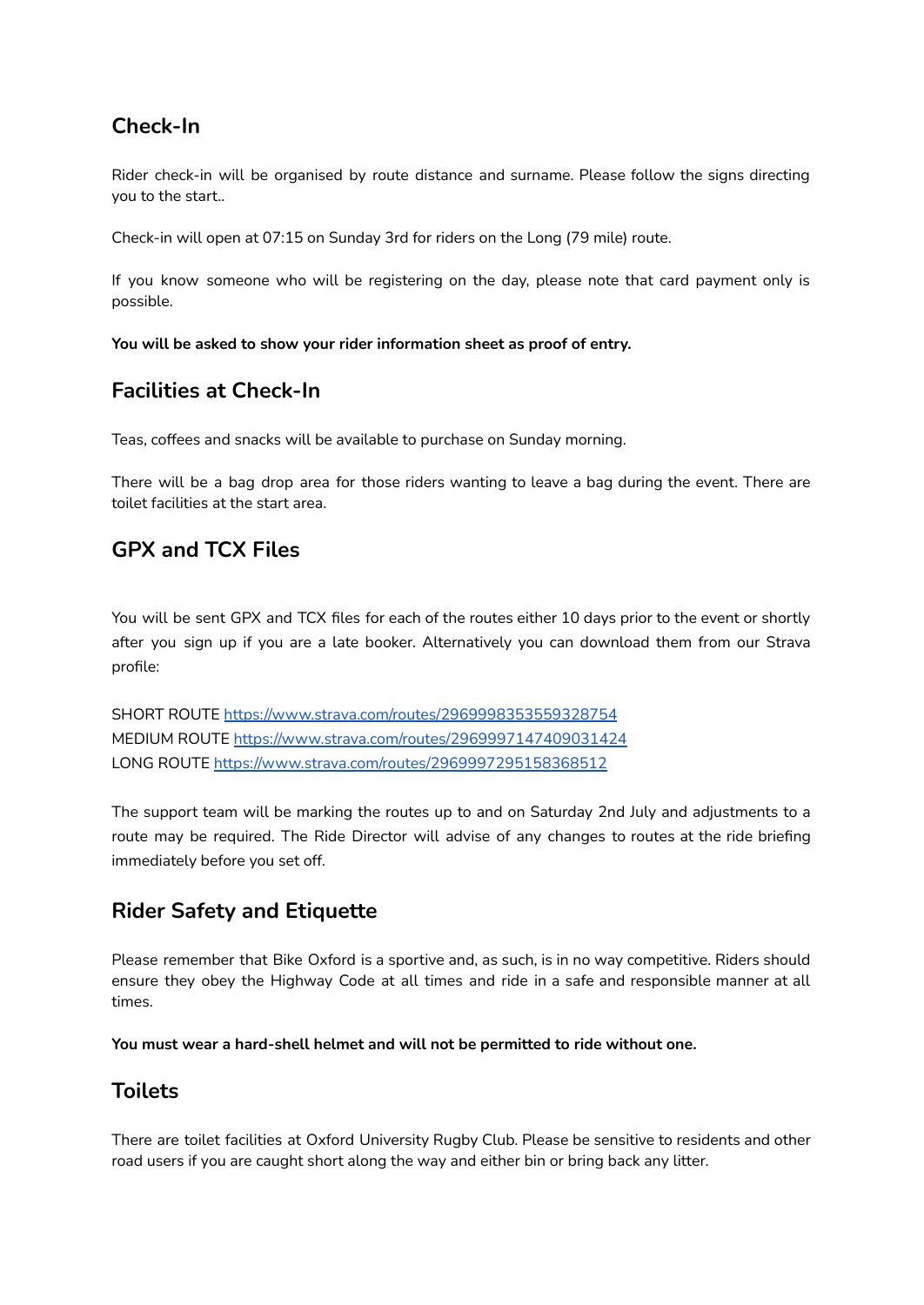## Check-In

Rider check-in will be organised by route distance and surname. Please follow the signs directing you to the start..

Check-in will open at 07:15 on Sunday 3rd for riders on the Long (79 mile) route.

If you know someone who will be registering on the day, please note that card payment only is possible.

**You will be asked to show your rider information sheet as proof of entry.**

## Facilities at Check-In

Teas, coffees and snacks will be available to purchase on Sunday morning.

There will be a bag drop area for those riders wanting to leave a bag during the event. There are toilet facilities at the start area.

## GPX and TCX Files

You will be sent GPX and TCX files for each of the routes either 10 days prior to the event or shortly after you sign up if you are a late booker. Alternatively you can download them from our Strava profile:

SHORT ROUTE https://www.strava.com/routes/2969998353559328754
MEDIUM ROUTE https://www.strava.com/routes/2969997147409031424
LONG ROUTE https://www.strava.com/routes/2969997295158368512

The support team will be marking the routes up to and on Saturday 2nd July and adjustments to a route may be required. The Ride Director will advise of any changes to routes at the ride briefing immediately before you set off.

## Rider Safety and Etiquette

Please remember that Bike Oxford is a sportive and, as such, is in no way competitive. Riders should ensure they obey the Highway Code at all times and ride in a safe and responsible manner at all times.

**You must wear a hard-shell helmet and will not be permitted to ride without one.**

## Toilets

There are toilet facilities at Oxford University Rugby Club. Please be sensitive to residents and other road users if you are caught short along the way and either bin or bring back any litter.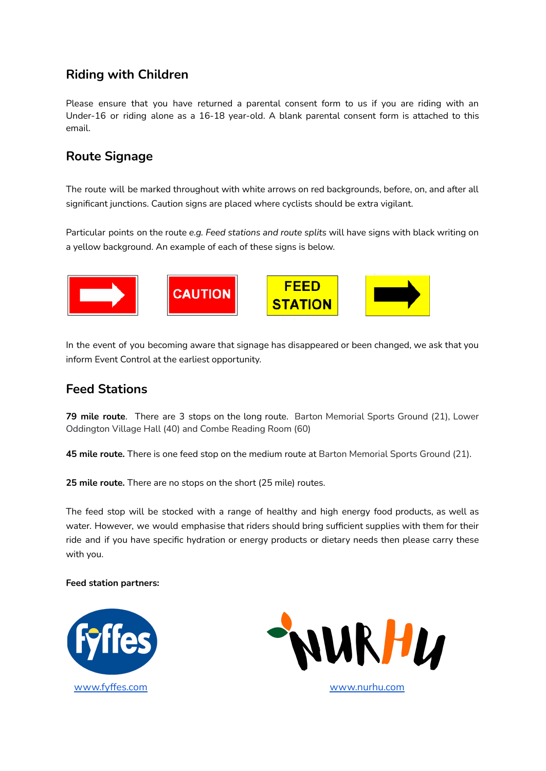## Riding with Children

Please ensure that you have returned a parental consent form to us if you are riding with an Under-16 or riding alone as a 16-18 year-old. A blank parental consent form is attached to this email.

## Route Signage

The route will be marked throughout with white arrows on red backgrounds, before, on, and after all significant junctions. Caution signs are placed where cyclists should be extra vigilant.

Particular points on the route *e.g. Feed stations and route splits* will have signs with black writing on a yellow background. An example of each of these signs is below.

CAUTION

FEED STATION

In the event of you becoming aware that signage has disappeared or been changed, we ask that you inform Event Control at the earliest opportunity.

## Feed Stations

**79 mile route**. There are 3 stops on the long route. Barton Memorial Sports Ground (21), Lower Oddington Village Hall (40) and Combe Reading Room (60)

**45 mile route.** There is one feed stop on the medium route at Barton Memorial Sports Ground (21).

**25 mile route.** There are no stops on the short (25 mile) routes.

The feed stop will be stocked with a range of healthy and high energy food products, as well as water. However, we would emphasise that riders should bring sufficient supplies with them for their ride and if you have specific hydration or energy products or dietary needs then please carry these with you.

**Feed station partners:**

www.fyffes.com

www.nurhu.com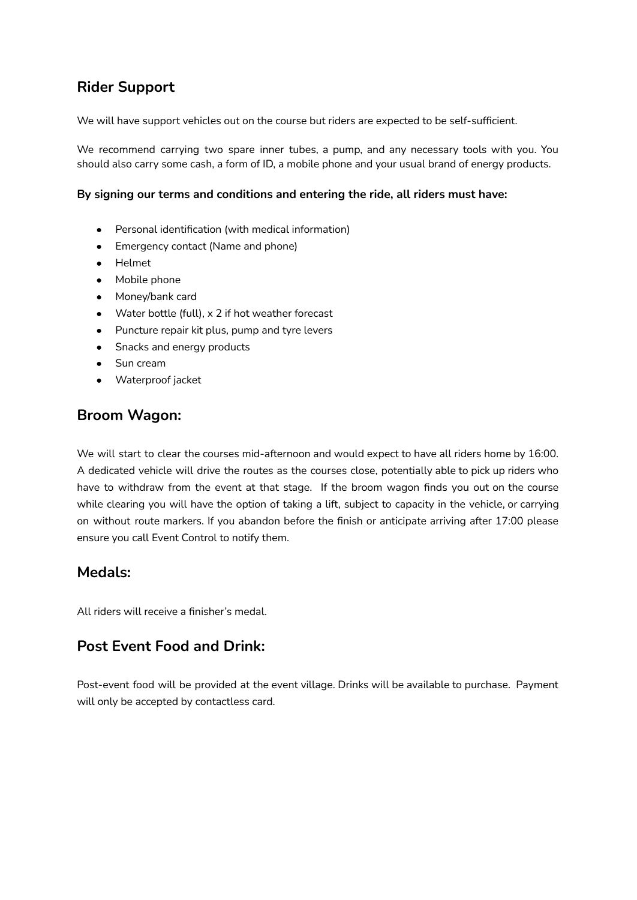## Rider Support

We will have support vehicles out on the course but riders are expected to be self-sufficient.

We recommend carrying two spare inner tubes, a pump, and any necessary tools with you. You should also carry some cash, a form of ID, a mobile phone and your usual brand of energy products.

**By signing our terms and conditions and entering the ride, all riders must have:**

- Personal identification (with medical information)
- Emergency contact (Name and phone)
- Helmet
- Mobile phone
- Money/bank card
- Water bottle (full), x 2 if hot weather forecast
- Puncture repair kit plus, pump and tyre levers
- Snacks and energy products
- Sun cream
- Waterproof jacket

## Broom Wagon:

We will start to clear the courses mid-afternoon and would expect to have all riders home by 16:00. A dedicated vehicle will drive the routes as the courses close, potentially able to pick up riders who have to withdraw from the event at that stage. If the broom wagon finds you out on the course while clearing you will have the option of taking a lift, subject to capacity in the vehicle, or carrying on without route markers. If you abandon before the finish or anticipate arriving after 17:00 please ensure you call Event Control to notify them.

## Medals:

All riders will receive a finisher's medal.

## Post Event Food and Drink:

Post-event food will be provided at the event village. Drinks will be available to purchase. Payment will only be accepted by contactless card.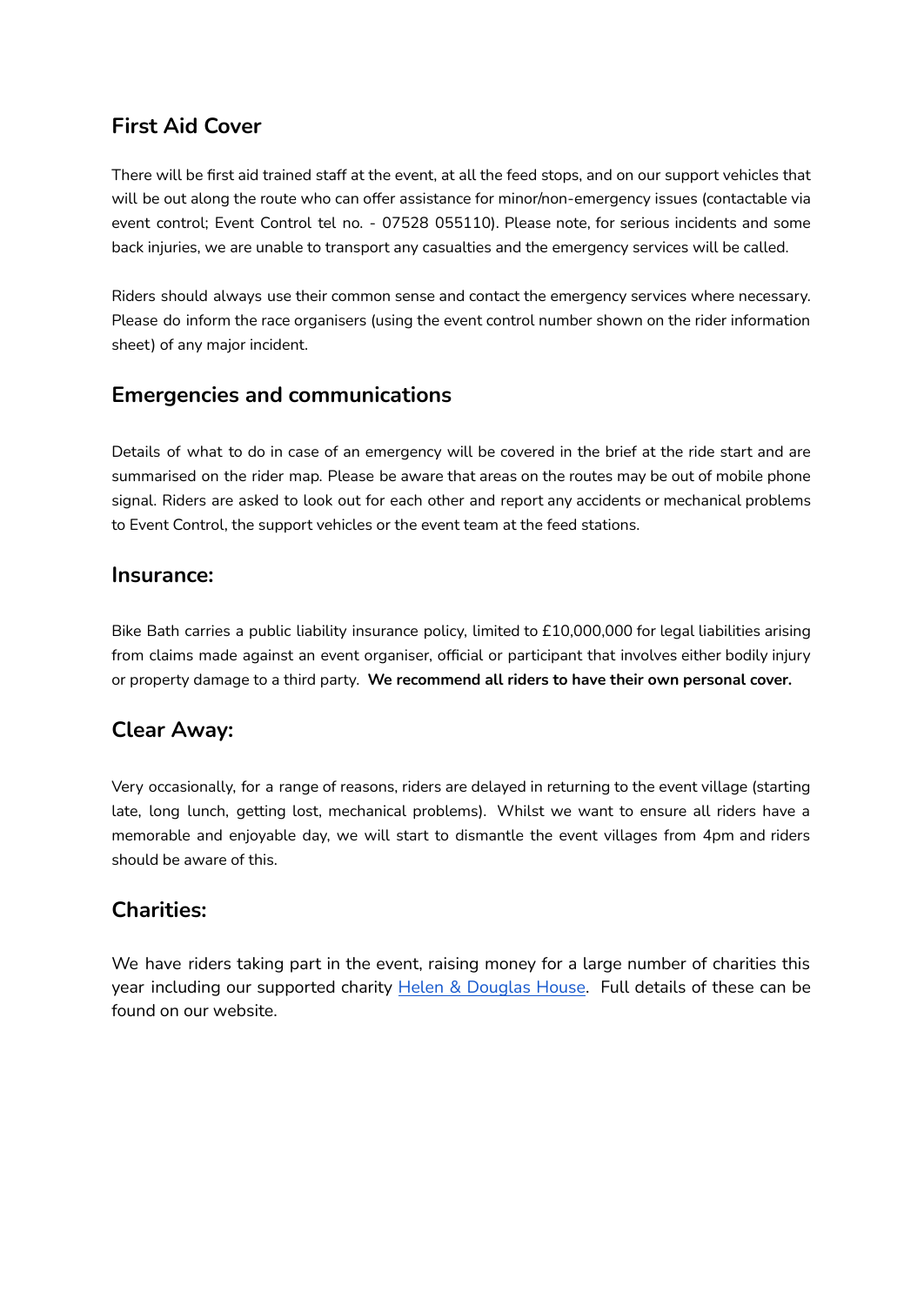## First Aid Cover

There will be first aid trained staff at the event, at all the feed stops, and on our support vehicles that will be out along the route who can offer assistance for minor/non-emergency issues (contactable via event control; Event Control tel no. - 07528 055110). Please note, for serious incidents and some back injuries, we are unable to transport any casualties and the emergency services will be called.

Riders should always use their common sense and contact the emergency services where necessary. Please do inform the race organisers (using the event control number shown on the rider information sheet) of any major incident.

## Emergencies and communications

Details of what to do in case of an emergency will be covered in the brief at the ride start and are summarised on the rider map. Please be aware that areas on the routes may be out of mobile phone signal. Riders are asked to look out for each other and report any accidents or mechanical problems to Event Control, the support vehicles or the event team at the feed stations.

## Insurance:

Bike Bath carries a public liability insurance policy, limited to £10,000,000 for legal liabilities arising from claims made against an event organiser, official or participant that involves either bodily injury or property damage to a third party. **We recommend all riders to have their own personal cover.**

## Clear Away:

Very occasionally, for a range of reasons, riders are delayed in returning to the event village (starting late, long lunch, getting lost, mechanical problems). Whilst we want to ensure all riders have a memorable and enjoyable day, we will start to dismantle the event villages from 4pm and riders should be aware of this.

## Charities:

We have riders taking part in the event, raising money for a large number of charities this year including our supported charity Helen & Douglas House. Full details of these can be found on our website.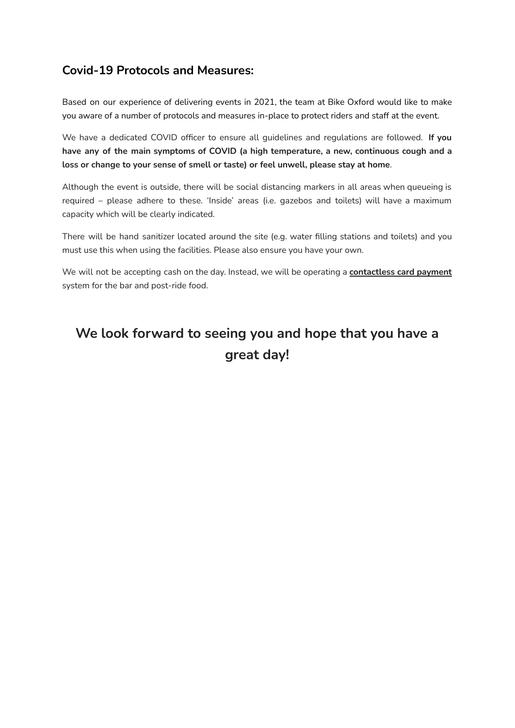## Covid-19 Protocols and Measures:

Based on our experience of delivering events in 2021, the team at Bike Oxford would like to make you aware of a number of protocols and measures in-place to protect riders and staff at the event.

We have a dedicated COVID officer to ensure all guidelines and regulations are followed. **If you have any of the main symptoms of COVID (a high temperature, a new, continuous cough and a loss or change to your sense of smell or taste) or feel unwell, please stay at home**.

Although the event is outside, there will be social distancing markers in all areas when queueing is required – please adhere to these. 'Inside' areas (i.e. gazebos and toilets) will have a maximum capacity which will be clearly indicated.

There will be hand sanitizer located around the site (e.g. water filling stations and toilets) and you must use this when using the facilities. Please also ensure you have your own.

We will not be accepting cash on the day. Instead, we will be operating a **contactless card payment** system for the bar and post-ride food.

## We look forward to seeing you and hope that you have a great day!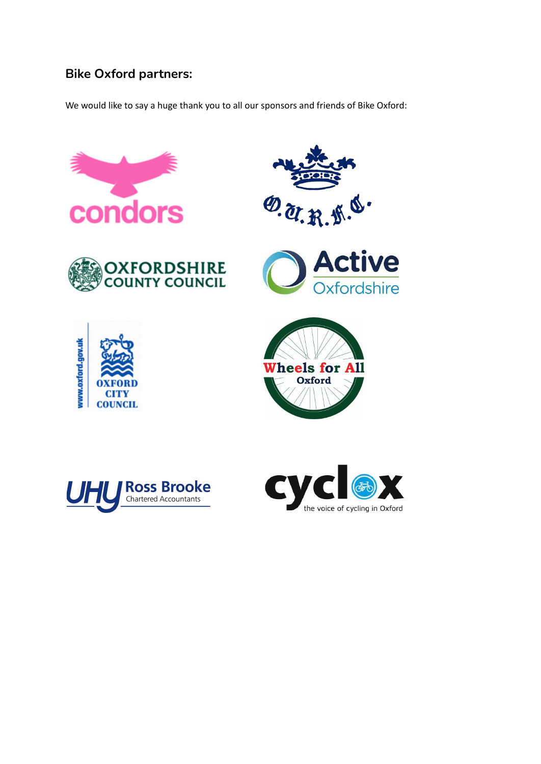## Bike Oxford partners:

We would like to say a huge thank you to all our sponsors and friends of Bike Oxford:

condors

O.U.R.F.C.

OXFORDSHIRE COUNTY COUNCIL

Active Oxfordshire

www.oxford.gov.uk OXFORD CITY COUNCIL

Wheels for All Oxford

UHY Ross Brooke Chartered Accountants

cyclox the voice of cycling in Oxford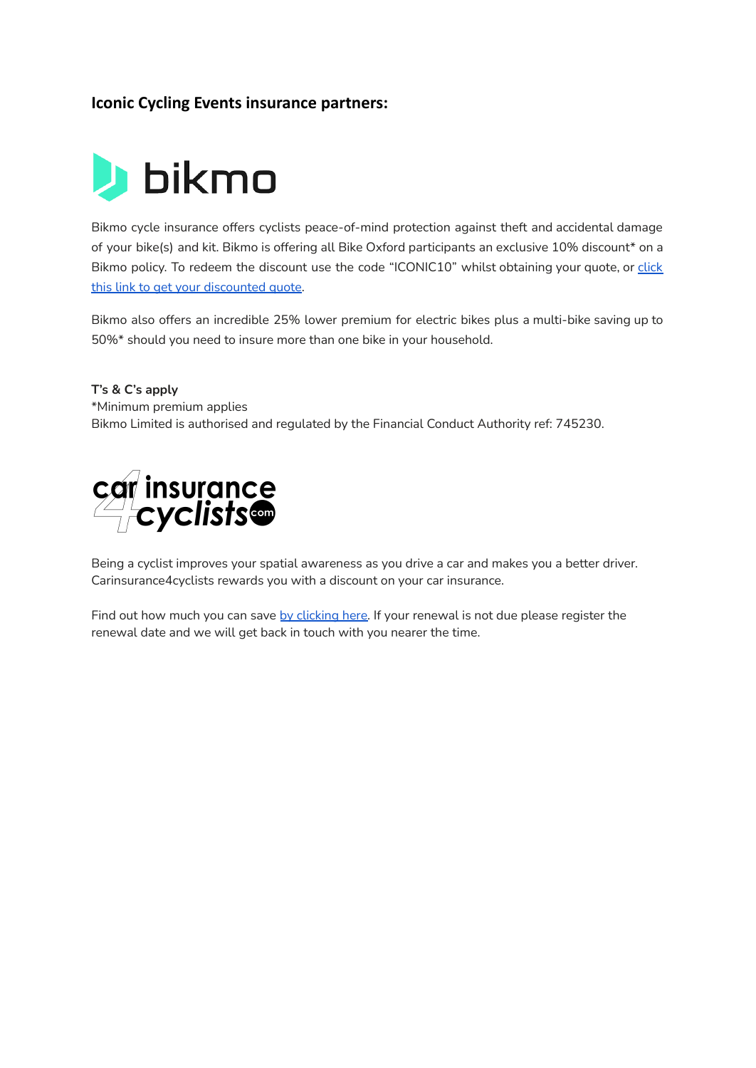## Iconic Cycling Events insurance partners:

bikmo

Bikmo cycle insurance offers cyclists peace-of-mind protection against theft and accidental damage of your bike(s) and kit. Bikmo is offering all Bike Oxford participants an exclusive 10% discount* on a Bikmo policy. To redeem the discount use the code "ICONIC10" whilst obtaining your quote, or click this link to get your discounted quote.

Bikmo also offers an incredible 25% lower premium for electric bikes plus a multi-bike saving up to 50%* should you need to insure more than one bike in your household.

**T's & C's apply**
*Minimum premium applies
Bikmo Limited is authorised and regulated by the Financial Conduct Authority ref: 745230.

car insurance 4 cyclists .com

Being a cyclist improves your spatial awareness as you drive a car and makes you a better driver. Carinsurance4cyclists rewards you with a discount on your car insurance.

Find out how much you can save by clicking here. If your renewal is not due please register the renewal date and we will get back in touch with you nearer the time.